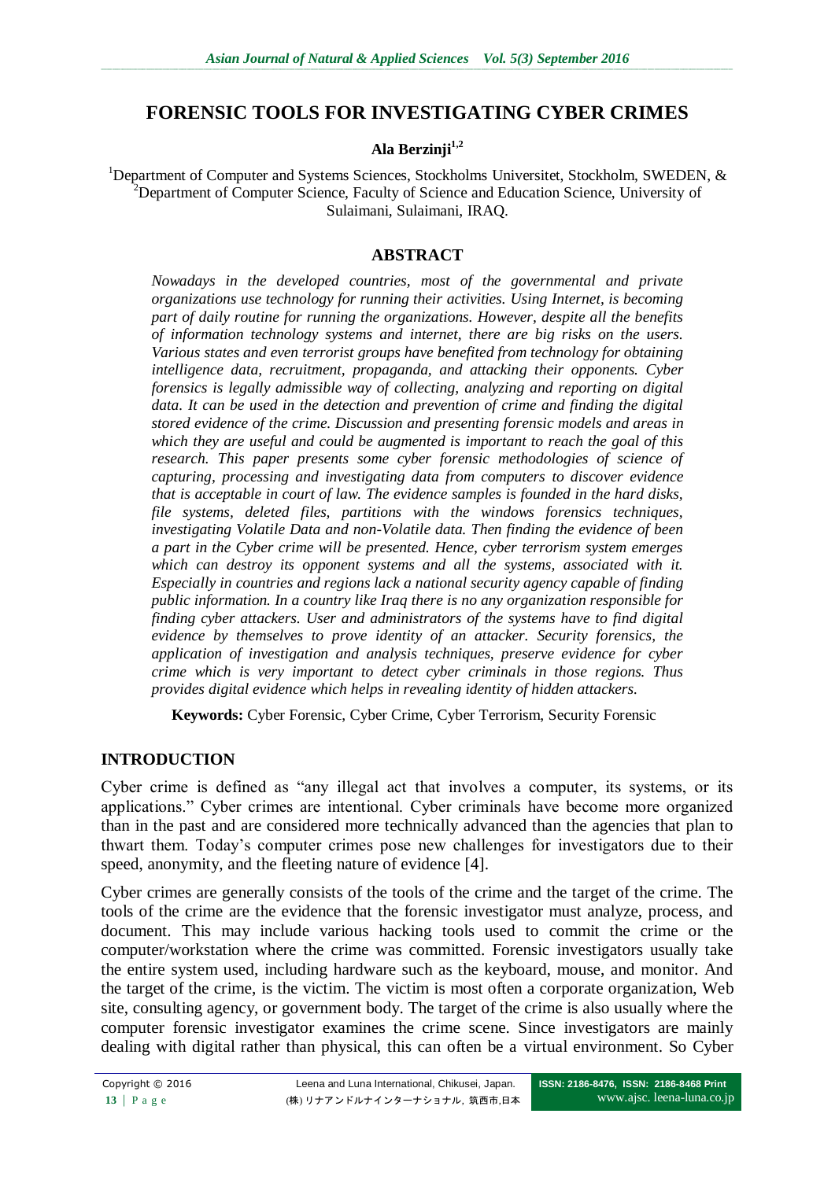# FORENSIC TOOLS FOR INVESTIGATING CYBER CRIMES

**Ala Berzinji[1,2]**

[1]Department of Computer and Systems Sciences, Stockholms Universitet, Stockholm, SWEDEN, & [2]Department of Computer Science, Faculty of Science and Education Science, University of Sulaimani, Sulaimani, IRAQ.

## ABSTRACT

*Nowadays in the developed countries, most of the governmental and private organizations use technology for running their activities. Using Internet, is becoming part of daily routine for running the organizations. However, despite all the benefits of information technology systems and internet, there are big risks on the users. Various states and even terrorist groups have benefited from technology for obtaining intelligence data, recruitment, propaganda, and attacking their opponents. Cyber forensics is legally admissible way of collecting, analyzing and reporting on digital data. It can be used in the detection and prevention of crime and finding the digital stored evidence of the crime. Discussion and presenting forensic models and areas in which they are useful and could be augmented is important to reach the goal of this research. This paper presents some cyber forensic methodologies of science of capturing, processing and investigating data from computers to discover evidence that is acceptable in court of law. The evidence samples is founded in the hard disks, file systems, deleted files, partitions with the windows forensics techniques, investigating Volatile Data and non-Volatile data. Then finding the evidence of been a part in the Cyber crime will be presented. Hence, cyber terrorism system emerges which can destroy its opponent systems and all the systems, associated with it. Especially in countries and regions lack a national security agency capable of finding public information. In a country like Iraq there is no any organization responsible for finding cyber attackers. User and administrators of the systems have to find digital evidence by themselves to prove identity of an attacker. Security forensics, the application of investigation and analysis techniques, preserve evidence for cyber crime which is very important to detect cyber criminals in those regions. Thus provides digital evidence which helps in revealing identity of hidden attackers.*

**Keywords:** Cyber Forensic, Cyber Crime, Cyber Terrorism, Security Forensic

## INTRODUCTION

Cyber crime is defined as "any illegal act that involves a computer, its systems, or its applications." Cyber crimes are intentional. Cyber criminals have become more organized than in the past and are considered more technically advanced than the agencies that plan to thwart them. Today's computer crimes pose new challenges for investigators due to their speed, anonymity, and the fleeting nature of evidence [4].

Cyber crimes are generally consists of the tools of the crime and the target of the crime. The tools of the crime are the evidence that the forensic investigator must analyze, process, and document. This may include various hacking tools used to commit the crime or the computer/workstation where the crime was committed. Forensic investigators usually take the entire system used, including hardware such as the keyboard, mouse, and monitor. And the target of the crime, is the victim. The victim is most often a corporate organization, Web site, consulting agency, or government body. The target of the crime is also usually where the computer forensic investigator examines the crime scene. Since investigators are mainly dealing with digital rather than physical, this can often be a virtual environment. So Cyber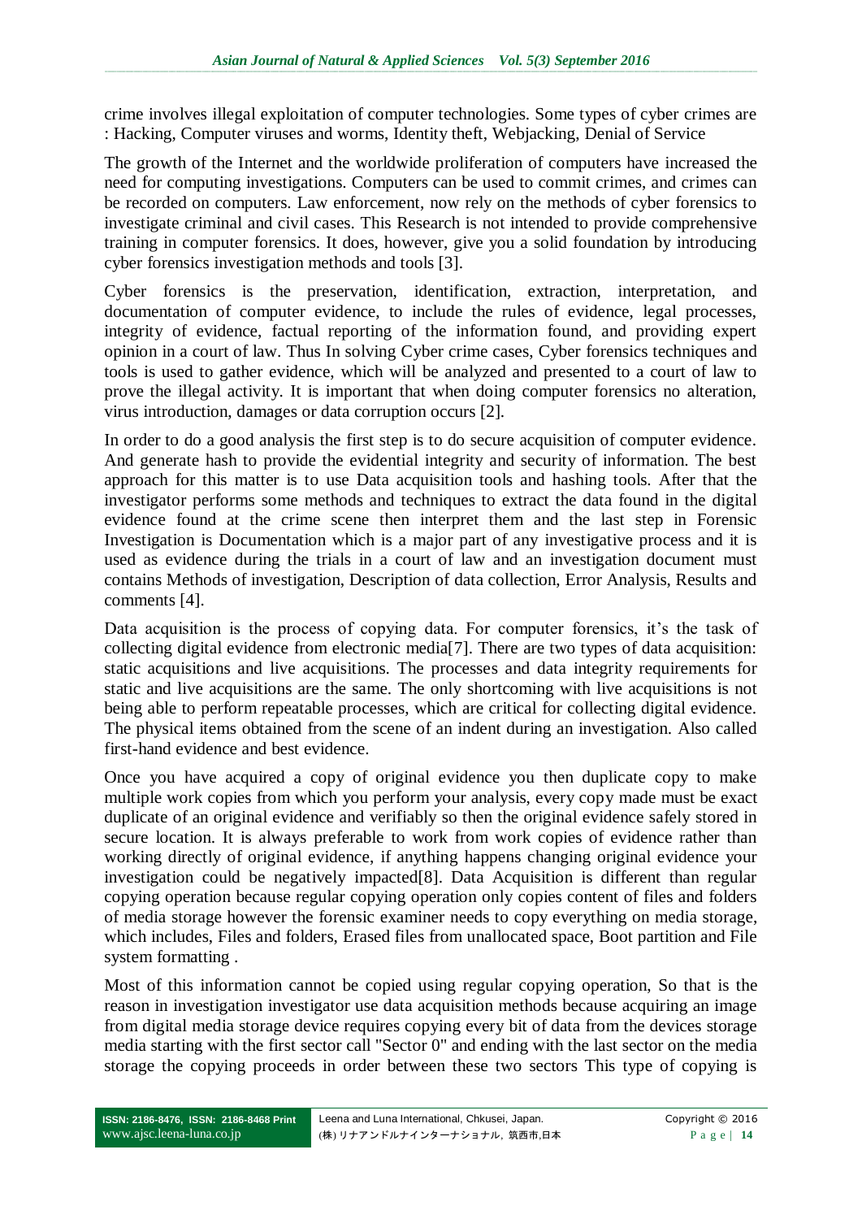crime involves illegal exploitation of computer technologies. Some types of cyber crimes are : Hacking, Computer viruses and worms, Identity theft, Webjacking, Denial of Service

The growth of the Internet and the worldwide proliferation of computers have increased the need for computing investigations. Computers can be used to commit crimes, and crimes can be recorded on computers. Law enforcement, now rely on the methods of cyber forensics to investigate criminal and civil cases. This Research is not intended to provide comprehensive training in computer forensics. It does, however, give you a solid foundation by introducing cyber forensics investigation methods and tools [3].

Cyber forensics is the preservation, identification, extraction, interpretation, and documentation of computer evidence, to include the rules of evidence, legal processes, integrity of evidence, factual reporting of the information found, and providing expert opinion in a court of law. Thus In solving Cyber crime cases, Cyber forensics techniques and tools is used to gather evidence, which will be analyzed and presented to a court of law to prove the illegal activity. It is important that when doing computer forensics no alteration, virus introduction, damages or data corruption occurs [2].

In order to do a good analysis the first step is to do secure acquisition of computer evidence. And generate hash to provide the evidential integrity and security of information. The best approach for this matter is to use Data acquisition tools and hashing tools. After that the investigator performs some methods and techniques to extract the data found in the digital evidence found at the crime scene then interpret them and the last step in Forensic Investigation is Documentation which is a major part of any investigative process and it is used as evidence during the trials in a court of law and an investigation document must contains Methods of investigation, Description of data collection, Error Analysis, Results and comments [4].

Data acquisition is the process of copying data. For computer forensics, it's the task of collecting digital evidence from electronic media[7]. There are two types of data acquisition: static acquisitions and live acquisitions. The processes and data integrity requirements for static and live acquisitions are the same. The only shortcoming with live acquisitions is not being able to perform repeatable processes, which are critical for collecting digital evidence. The physical items obtained from the scene of an indent during an investigation. Also called first-hand evidence and best evidence.

Once you have acquired a copy of original evidence you then duplicate copy to make multiple work copies from which you perform your analysis, every copy made must be exact duplicate of an original evidence and verifiably so then the original evidence safely stored in secure location. It is always preferable to work from work copies of evidence rather than working directly of original evidence, if anything happens changing original evidence your investigation could be negatively impacted[8]. Data Acquisition is different than regular copying operation because regular copying operation only copies content of files and folders of media storage however the forensic examiner needs to copy everything on media storage, which includes, Files and folders, Erased files from unallocated space, Boot partition and File system formatting .

Most of this information cannot be copied using regular copying operation, So that is the reason in investigation investigator use data acquisition methods because acquiring an image from digital media storage device requires copying every bit of data from the devices storage media starting with the first sector call "Sector 0" and ending with the last sector on the media storage the copying proceeds in order between these two sectors This type of copying is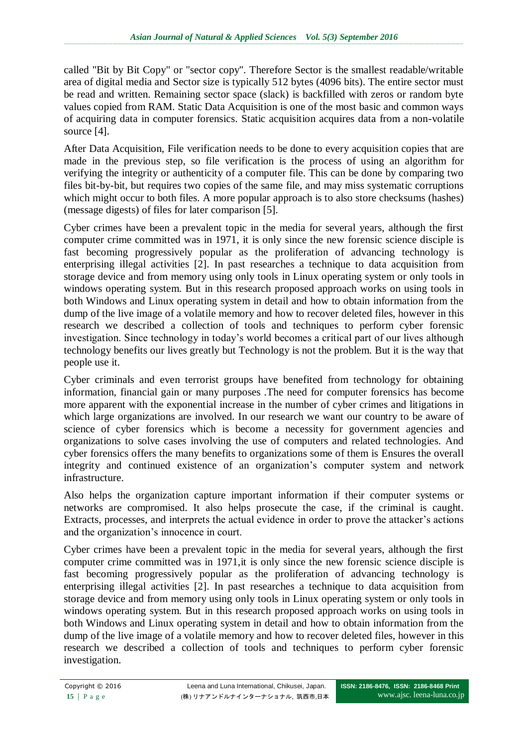called "Bit by Bit Copy" or "sector copy". Therefore Sector is the smallest readable/writable area of digital media and Sector size is typically 512 bytes (4096 bits). The entire sector must be read and written. Remaining sector space (slack) is backfilled with zeros or random byte values copied from RAM. Static Data Acquisition is one of the most basic and common ways of acquiring data in computer forensics. Static acquisition acquires data from a non-volatile source [4].

After Data Acquisition, File verification needs to be done to every acquisition copies that are made in the previous step, so file verification is the process of using an algorithm for verifying the integrity or authenticity of a computer file. This can be done by comparing two files bit-by-bit, but requires two copies of the same file, and may miss systematic corruptions which might occur to both files. A more popular approach is to also store checksums (hashes) (message digests) of files for later comparison [5].

Cyber crimes have been a prevalent topic in the media for several years, although the first computer crime committed was in 1971, it is only since the new forensic science disciple is fast becoming progressively popular as the proliferation of advancing technology is enterprising illegal activities [2]. In past researches a technique to data acquisition from storage device and from memory using only tools in Linux operating system or only tools in windows operating system. But in this research proposed approach works on using tools in both Windows and Linux operating system in detail and how to obtain information from the dump of the live image of a volatile memory and how to recover deleted files, however in this research we described a collection of tools and techniques to perform cyber forensic investigation. Since technology in today's world becomes a critical part of our lives although technology benefits our lives greatly but Technology is not the problem. But it is the way that people use it.

Cyber criminals and even terrorist groups have benefited from technology for obtaining information, financial gain or many purposes .The need for computer forensics has become more apparent with the exponential increase in the number of cyber crimes and litigations in which large organizations are involved. In our research we want our country to be aware of science of cyber forensics which is become a necessity for government agencies and organizations to solve cases involving the use of computers and related technologies. And cyber forensics offers the many benefits to organizations some of them is Ensures the overall integrity and continued existence of an organization's computer system and network infrastructure.

Also helps the organization capture important information if their computer systems or networks are compromised. It also helps prosecute the case, if the criminal is caught. Extracts, processes, and interprets the actual evidence in order to prove the attacker's actions and the organization's innocence in court.

Cyber crimes have been a prevalent topic in the media for several years, although the first computer crime committed was in 1971,it is only since the new forensic science disciple is fast becoming progressively popular as the proliferation of advancing technology is enterprising illegal activities [2]. In past researches a technique to data acquisition from storage device and from memory using only tools in Linux operating system or only tools in windows operating system. But in this research proposed approach works on using tools in both Windows and Linux operating system in detail and how to obtain information from the dump of the live image of a volatile memory and how to recover deleted files, however in this research we described a collection of tools and techniques to perform cyber forensic investigation.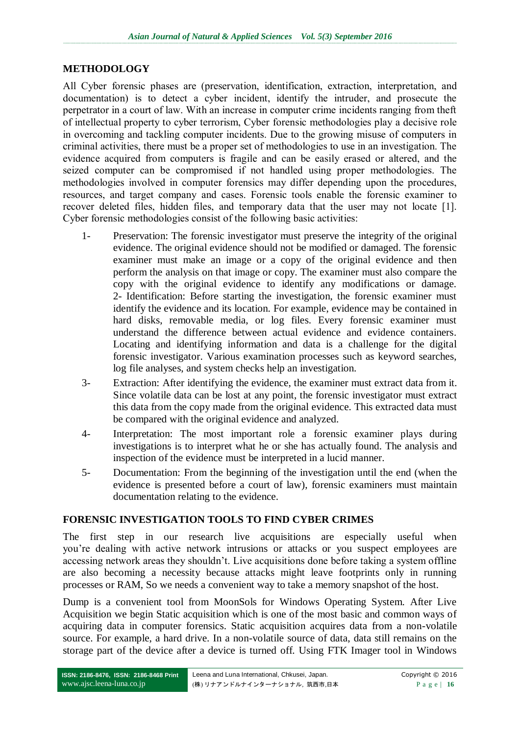## METHODOLOGY

All Cyber forensic phases are (preservation, identification, extraction, interpretation, and documentation) is to detect a cyber incident, identify the intruder, and prosecute the perpetrator in a court of law. With an increase in computer crime incidents ranging from theft of intellectual property to cyber terrorism, Cyber forensic methodologies play a decisive role in overcoming and tackling computer incidents. Due to the growing misuse of computers in criminal activities, there must be a proper set of methodologies to use in an investigation. The evidence acquired from computers is fragile and can be easily erased or altered, and the seized computer can be compromised if not handled using proper methodologies. The methodologies involved in computer forensics may differ depending upon the procedures, resources, and target company and cases. Forensic tools enable the forensic examiner to recover deleted files, hidden files, and temporary data that the user may not locate [1]. Cyber forensic methodologies consist of the following basic activities:

1- Preservation: The forensic investigator must preserve the integrity of the original evidence. The original evidence should not be modified or damaged. The forensic examiner must make an image or a copy of the original evidence and then perform the analysis on that image or copy. The examiner must also compare the copy with the original evidence to identify any modifications or damage. 2- Identification: Before starting the investigation, the forensic examiner must identify the evidence and its location. For example, evidence may be contained in hard disks, removable media, or log files. Every forensic examiner must understand the difference between actual evidence and evidence containers. Locating and identifying information and data is a challenge for the digital forensic investigator. Various examination processes such as keyword searches, log file analyses, and system checks help an investigation.

3- Extraction: After identifying the evidence, the examiner must extract data from it. Since volatile data can be lost at any point, the forensic investigator must extract this data from the copy made from the original evidence. This extracted data must be compared with the original evidence and analyzed.

4- Interpretation: The most important role a forensic examiner plays during investigations is to interpret what he or she has actually found. The analysis and inspection of the evidence must be interpreted in a lucid manner.

5- Documentation: From the beginning of the investigation until the end (when the evidence is presented before a court of law), forensic examiners must maintain documentation relating to the evidence.

## FORENSIC INVESTIGATION TOOLS TO FIND CYBER CRIMES

The first step in our research live acquisitions are especially useful when you're dealing with active network intrusions or attacks or you suspect employees are accessing network areas they shouldn't. Live acquisitions done before taking a system offline are also becoming a necessity because attacks might leave footprints only in running processes or RAM, So we needs a convenient way to take a memory snapshot of the host.

Dump is a convenient tool from MoonSols for Windows Operating System. After Live Acquisition we begin Static acquisition which is one of the most basic and common ways of acquiring data in computer forensics. Static acquisition acquires data from a non-volatile source. For example, a hard drive. In a non-volatile source of data, data still remains on the storage part of the device after a device is turned off. Using FTK Imager tool in Windows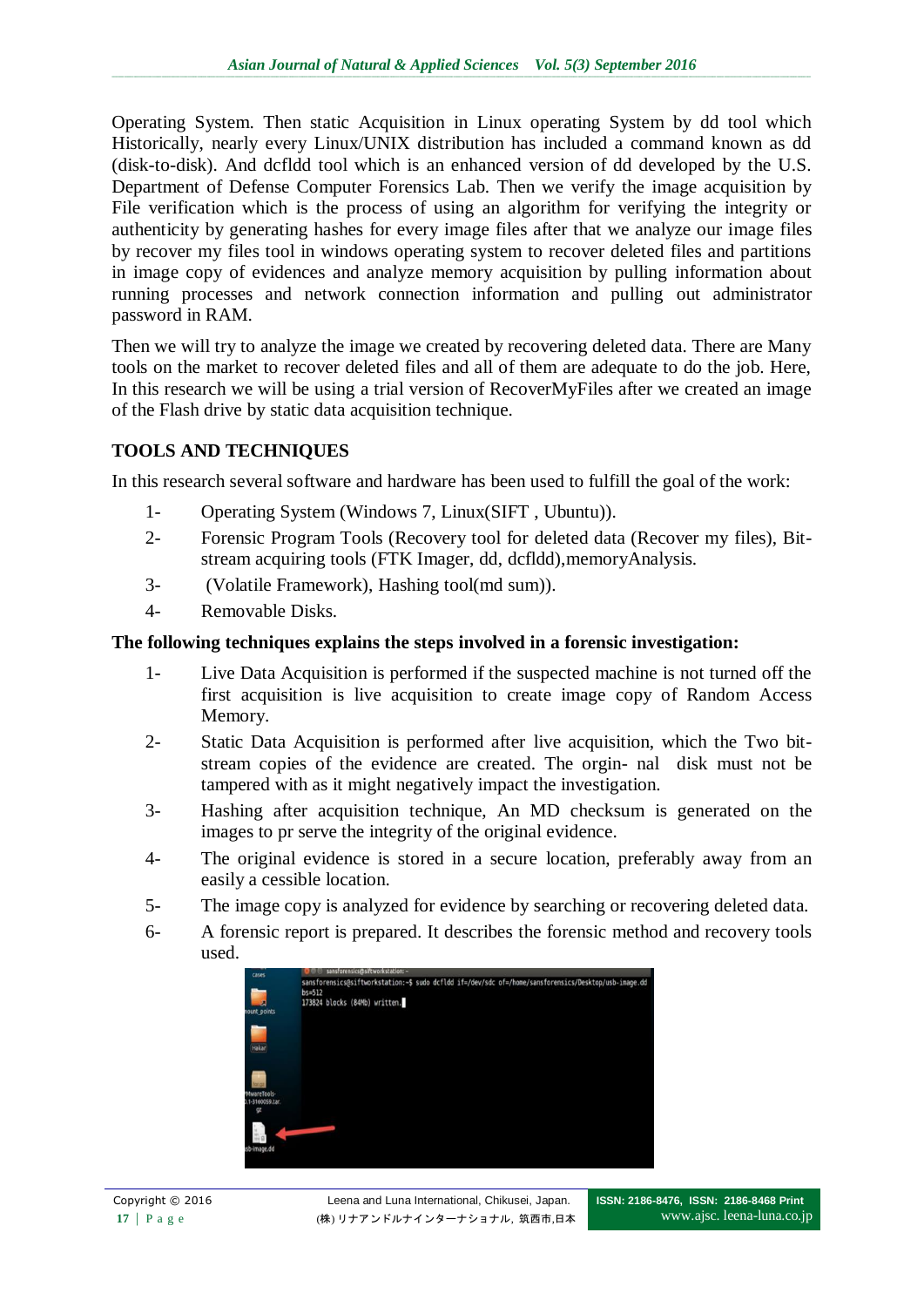Operating System. Then static Acquisition in Linux operating System by dd tool which Historically, nearly every Linux/UNIX distribution has included a command known as dd (disk-to-disk). And dcfldd tool which is an enhanced version of dd developed by the U.S. Department of Defense Computer Forensics Lab. Then we verify the image acquisition by File verification which is the process of using an algorithm for verifying the integrity or authenticity by generating hashes for every image files after that we analyze our image files by recover my files tool in windows operating system to recover deleted files and partitions in image copy of evidences and analyze memory acquisition by pulling information about running processes and network connection information and pulling out administrator password in RAM.

Then we will try to analyze the image we created by recovering deleted data. There are Many tools on the market to recover deleted files and all of them are adequate to do the job. Here, In this research we will be using a trial version of RecoverMyFiles after we created an image of the Flash drive by static data acquisition technique.

## TOOLS AND TECHNIQUES

In this research several software and hardware has been used to fulfill the goal of the work:

1- Operating System (Windows 7, Linux(SIFT , Ubuntu)).

2- Forensic Program Tools (Recovery tool for deleted data (Recover my files), Bit-stream acquiring tools (FTK Imager, dd, dcfldd),memoryAnalysis.

3- (Volatile Framework), Hashing tool(md sum)).

4- Removable Disks.

**The following techniques explains the steps involved in a forensic investigation:**

1- Live Data Acquisition is performed if the suspected machine is not turned off the first acquisition is live acquisition to create image copy of Random Access Memory.

2- Static Data Acquisition is performed after live acquisition, which the Two bit-stream copies of the evidence are created. The origin- nal disk must not be tampered with as it might negatively impact the investigation.

3- Hashing after acquisition technique, An MD checksum is generated on the images to pr serve the integrity of the original evidence.

4- The original evidence is stored in a secure location, preferably away from an easily a cessible location.

5- The image copy is analyzed for evidence by searching or recovering deleted data.

6- A forensic report is prepared. It describes the forensic method and recovery tools used.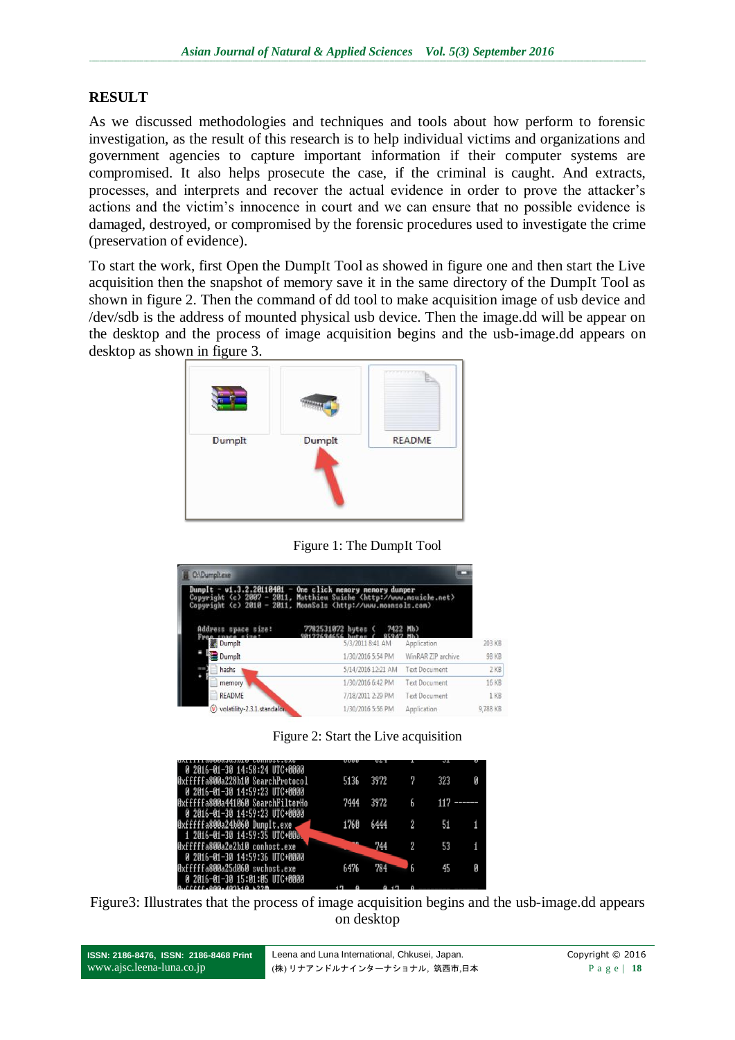## RESULT

As we discussed methodologies and techniques and tools about how perform to forensic investigation, as the result of this research is to help individual victims and organizations and government agencies to capture important information if their computer systems are compromised. It also helps prosecute the case, if the criminal is caught. And extracts, processes, and interprets and recover the actual evidence in order to prove the attacker's actions and the victim's innocence in court and we can ensure that no possible evidence is damaged, destroyed, or compromised by the forensic procedures used to investigate the crime (preservation of evidence).

To start the work, first Open the DumpIt Tool as showed in figure one and then start the Live acquisition then the snapshot of memory save it in the same directory of the DumpIt Tool as shown in figure 2. Then the command of dd tool to make acquisition image of usb device and /dev/sdb is the address of mounted physical usb device. Then the image.dd will be appear on the desktop and the process of image acquisition begins and the usb-image.dd appears on desktop as shown in figure 3.

Figure 1: The DumpIt Tool

Figure 2: Start the Live acquisition

Figure3: Illustrates that the process of image acquisition begins and the usb-image.dd appears on desktop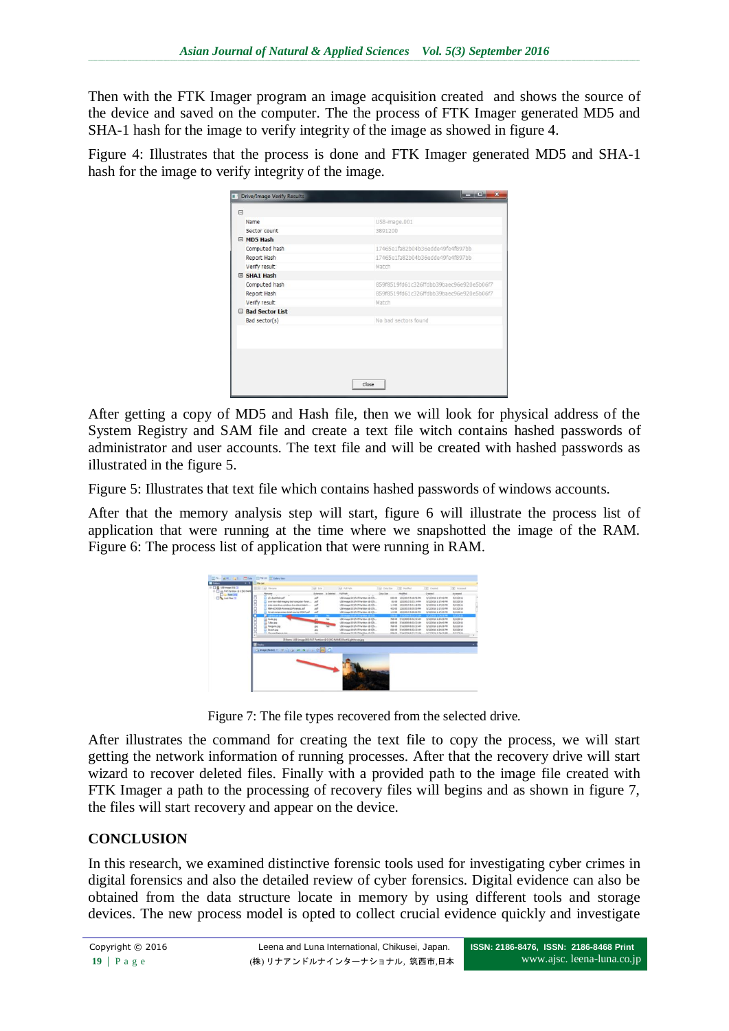Then with the FTK Imager program an image acquisition created and shows the source of the device and saved on the computer. The the process of FTK Imager generated MD5 and SHA-1 hash for the image to verify integrity of the image as showed in figure 4.

Figure 4: Illustrates that the process is done and FTK Imager generated MD5 and SHA-1 hash for the image to verify integrity of the image.

After getting a copy of MD5 and Hash file, then we will look for physical address of the System Registry and SAM file and create a text file witch contains hashed passwords of administrator and user accounts. The text file and will be created with hashed passwords as illustrated in the figure 5.

Figure 5: Illustrates that text file which contains hashed passwords of windows accounts.

After that the memory analysis step will start, figure 6 will illustrate the process list of application that were running at the time where we snapshotted the image of the RAM. Figure 6: The process list of application that were running in RAM.

Figure 7: The file types recovered from the selected drive.

After illustrates the command for creating the text file to copy the process, we will start getting the network information of running processes. After that the recovery drive will start wizard to recover deleted files. Finally with a provided path to the image file created with FTK Imager a path to the processing of recovery files will begins and as shown in figure 7, the files will start recovery and appear on the device.

## CONCLUSION

In this research, we examined distinctive forensic tools used for investigating cyber crimes in digital forensics and also the detailed review of cyber forensics. Digital evidence can also be obtained from the data structure locate in memory by using different tools and storage devices. The new process model is opted to collect crucial evidence quickly and investigate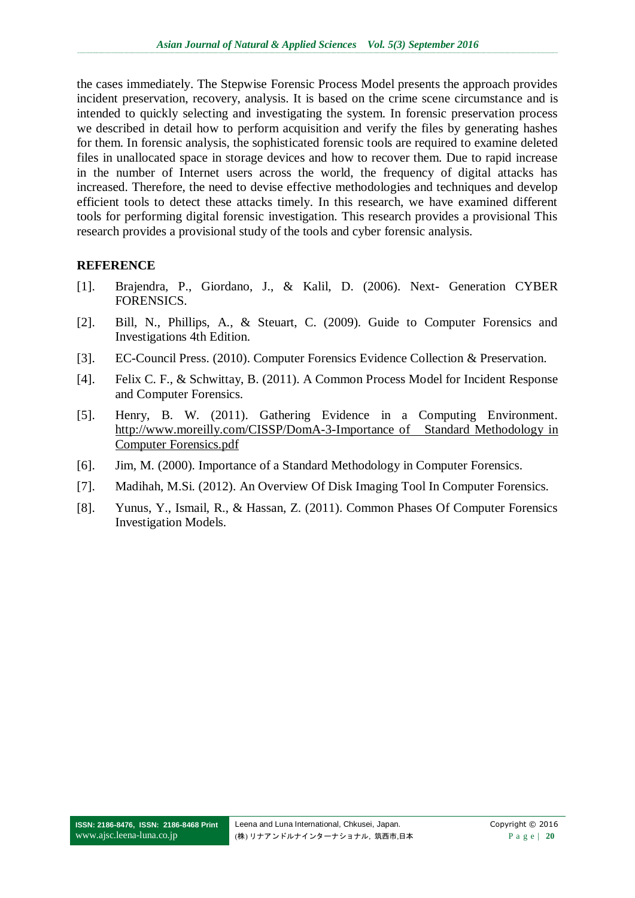the cases immediately. The Stepwise Forensic Process Model presents the approach provides incident preservation, recovery, analysis. It is based on the crime scene circumstance and is intended to quickly selecting and investigating the system. In forensic preservation process we described in detail how to perform acquisition and verify the files by generating hashes for them. In forensic analysis, the sophisticated forensic tools are required to examine deleted files in unallocated space in storage devices and how to recover them. Due to rapid increase in the number of Internet users across the world, the frequency of digital attacks has increased. Therefore, the need to devise effective methodologies and techniques and develop efficient tools to detect these attacks timely. In this research, we have examined different tools for performing digital forensic investigation. This research provides a provisional This research provides a provisional study of the tools and cyber forensic analysis.

## REFERENCE

[1]. Brajendra, P., Giordano, J., & Kalil, D. (2006). Next- Generation CYBER FORENSICS.

[2]. Bill, N., Phillips, A., & Steuart, C. (2009). Guide to Computer Forensics and Investigations 4th Edition.

[3]. EC-Council Press. (2010). Computer Forensics Evidence Collection & Preservation.

[4]. Felix C. F., & Schwittay, B. (2011). A Common Process Model for Incident Response and Computer Forensics.

[5]. Henry, B. W. (2011). Gathering Evidence in a Computing Environment. http://www.moreilly.com/CISSP/DomA-3-Importance of Standard Methodology in Computer Forensics.pdf

[6]. Jim, M. (2000). Importance of a Standard Methodology in Computer Forensics.

[7]. Madihah, M.Si. (2012). An Overview Of Disk Imaging Tool In Computer Forensics.

[8]. Yunus, Y., Ismail, R., & Hassan, Z. (2011). Common Phases Of Computer Forensics Investigation Models.